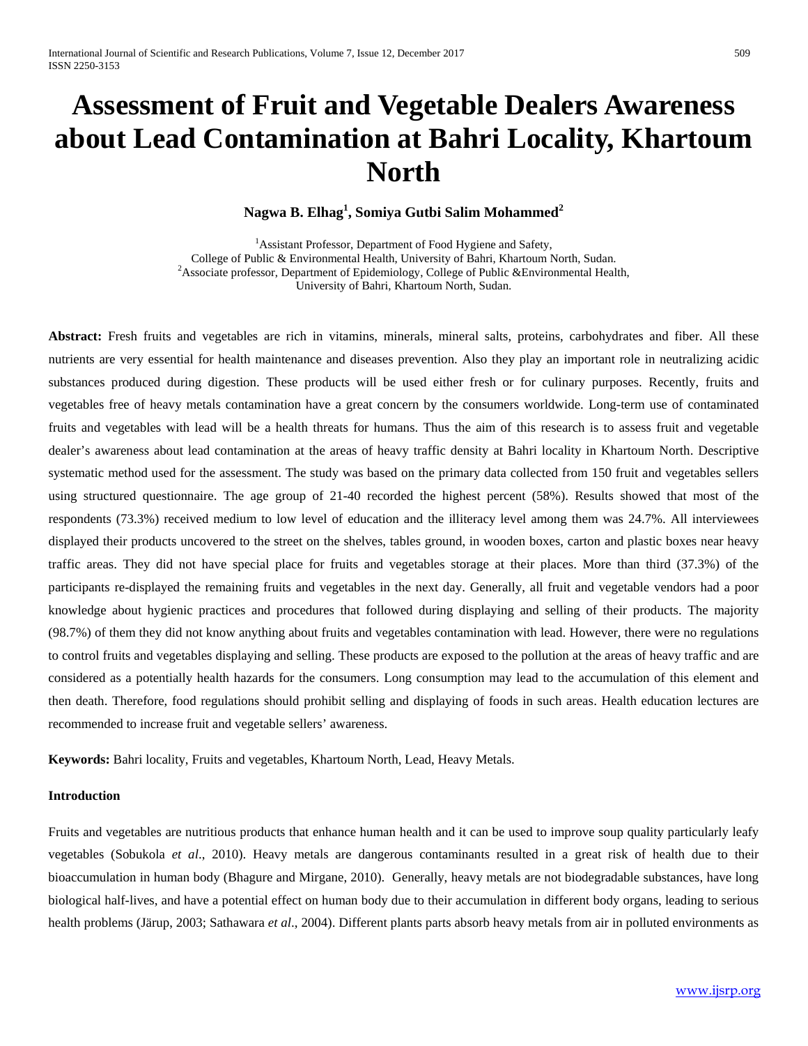# Assessment of Fruit and Vegetable Dealers Awareness about Lead Contamination at Bahri Locality, Khartoum North

**Nagwa B. Elhag[1], Somiya Gutbi Salim Mohammed[2]**

[1]Assistant Professor, Department of Food Hygiene and Safety,
College of Public & Environmental Health, University of Bahri, Khartoum North, Sudan.
[2]Associate professor, Department of Epidemiology, College of Public &Environmental Health,
University of Bahri, Khartoum North, Sudan.

**Abstract:** Fresh fruits and vegetables are rich in vitamins, minerals, mineral salts, proteins, carbohydrates and fiber. All these nutrients are very essential for health maintenance and diseases prevention. Also they play an important role in neutralizing acidic substances produced during digestion. These products will be used either fresh or for culinary purposes. Recently, fruits and vegetables free of heavy metals contamination have a great concern by the consumers worldwide. Long-term use of contaminated fruits and vegetables with lead will be a health threats for humans. Thus the aim of this research is to assess fruit and vegetable dealer's awareness about lead contamination at the areas of heavy traffic density at Bahri locality in Khartoum North. Descriptive systematic method used for the assessment. The study was based on the primary data collected from 150 fruit and vegetables sellers using structured questionnaire. The age group of 21-40 recorded the highest percent (58%). Results showed that most of the respondents (73.3%) received medium to low level of education and the illiteracy level among them was 24.7%. All interviewees displayed their products uncovered to the street on the shelves, tables ground, in wooden boxes, carton and plastic boxes near heavy traffic areas. They did not have special place for fruits and vegetables storage at their places. More than third (37.3%) of the participants re-displayed the remaining fruits and vegetables in the next day. Generally, all fruit and vegetable vendors had a poor knowledge about hygienic practices and procedures that followed during displaying and selling of their products. The majority (98.7%) of them they did not know anything about fruits and vegetables contamination with lead. However, there were no regulations to control fruits and vegetables displaying and selling. These products are exposed to the pollution at the areas of heavy traffic and are considered as a potentially health hazards for the consumers. Long consumption may lead to the accumulation of this element and then death. Therefore, food regulations should prohibit selling and displaying of foods in such areas. Health education lectures are recommended to increase fruit and vegetable sellers' awareness.

**Keywords:** Bahri locality, Fruits and vegetables, Khartoum North, Lead, Heavy Metals.

## Introduction

Fruits and vegetables are nutritious products that enhance human health and it can be used to improve soup quality particularly leafy vegetables (Sobukola *et al*., 2010). Heavy metals are dangerous contaminants resulted in a great risk of health due to their bioaccumulation in human body (Bhagure and Mirgane, 2010). Generally, heavy metals are not biodegradable substances, have long biological half-lives, and have a potential effect on human body due to their accumulation in different body organs, leading to serious health problems (Järup, 2003; Sathawara *et al*., 2004). Different plants parts absorb heavy metals from air in polluted environments as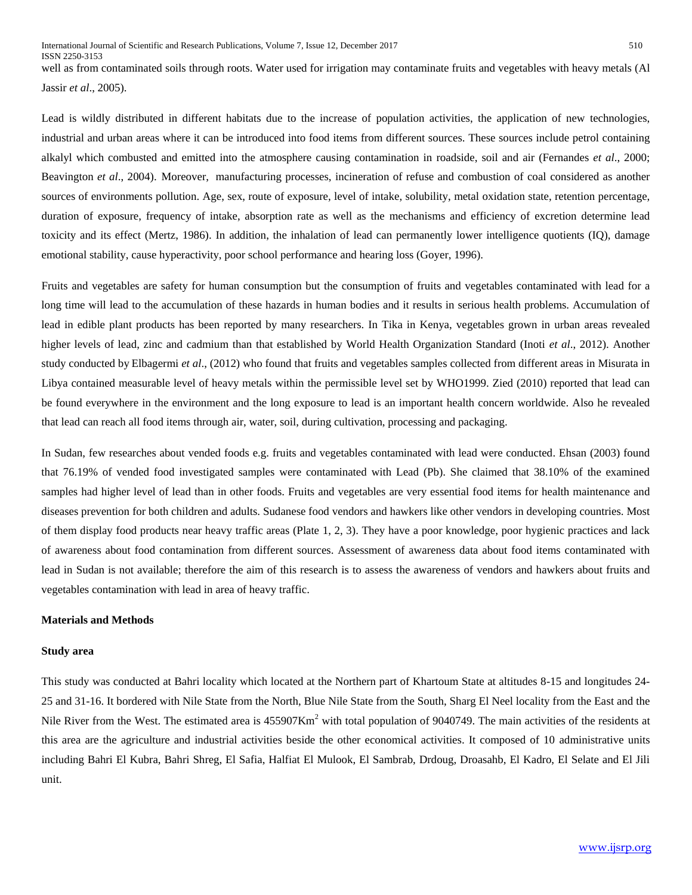well as from contaminated soils through roots. Water used for irrigation may contaminate fruits and vegetables with heavy metals (Al Jassir *et al*., 2005).

Lead is wildly distributed in different habitats due to the increase of population activities, the application of new technologies, industrial and urban areas where it can be introduced into food items from different sources. These sources include petrol containing alkalyl which combusted and emitted into the atmosphere causing contamination in roadside, soil and air (Fernandes *et al*., 2000; Beavington *et al*., 2004). Moreover, manufacturing processes, incineration of refuse and combustion of coal considered as another sources of environments pollution. Age, sex, route of exposure, level of intake, solubility, metal oxidation state, retention percentage, duration of exposure, frequency of intake, absorption rate as well as the mechanisms and efficiency of excretion determine lead toxicity and its effect (Mertz, 1986). In addition, the inhalation of lead can permanently lower intelligence quotients (IQ), damage emotional stability, cause hyperactivity, poor school performance and hearing loss (Goyer, 1996).

Fruits and vegetables are safety for human consumption but the consumption of fruits and vegetables contaminated with lead for a long time will lead to the accumulation of these hazards in human bodies and it results in serious health problems. Accumulation of lead in edible plant products has been reported by many researchers. In Tika in Kenya, vegetables grown in urban areas revealed higher levels of lead, zinc and cadmium than that established by World Health Organization Standard (Inoti *et al*., 2012). Another study conducted by Elbagermi *et al*., (2012) who found that fruits and vegetables samples collected from different areas in Misurata in Libya contained measurable level of heavy metals within the permissible level set by WHO1999. Zied (2010) reported that lead can be found everywhere in the environment and the long exposure to lead is an important health concern worldwide. Also he revealed that lead can reach all food items through air, water, soil, during cultivation, processing and packaging.

In Sudan, few researches about vended foods e.g. fruits and vegetables contaminated with lead were conducted. Ehsan (2003) found that 76.19% of vended food investigated samples were contaminated with Lead (Pb). She claimed that 38.10% of the examined samples had higher level of lead than in other foods. Fruits and vegetables are very essential food items for health maintenance and diseases prevention for both children and adults. Sudanese food vendors and hawkers like other vendors in developing countries. Most of them display food products near heavy traffic areas (Plate 1, 2, 3). They have a poor knowledge, poor hygienic practices and lack of awareness about food contamination from different sources. Assessment of awareness data about food items contaminated with lead in Sudan is not available; therefore the aim of this research is to assess the awareness of vendors and hawkers about fruits and vegetables contamination with lead in area of heavy traffic.

## Materials and Methods

### Study area

This study was conducted at Bahri locality which located at the Northern part of Khartoum State at altitudes 8-15 and longitudes 24-25 and 31-16. It bordered with Nile State from the North, Blue Nile State from the South, Sharg El Neel locality from the East and the Nile River from the West. The estimated area is 455907Km$^2$ with total population of 9040749. The main activities of the residents at this area are the agriculture and industrial activities beside the other economical activities. It composed of 10 administrative units including Bahri El Kubra, Bahri Shreg, El Safia, Halfiat El Mulook, El Sambrab, Drdoug, Droasahb, El Kadro, El Selate and El Jili unit.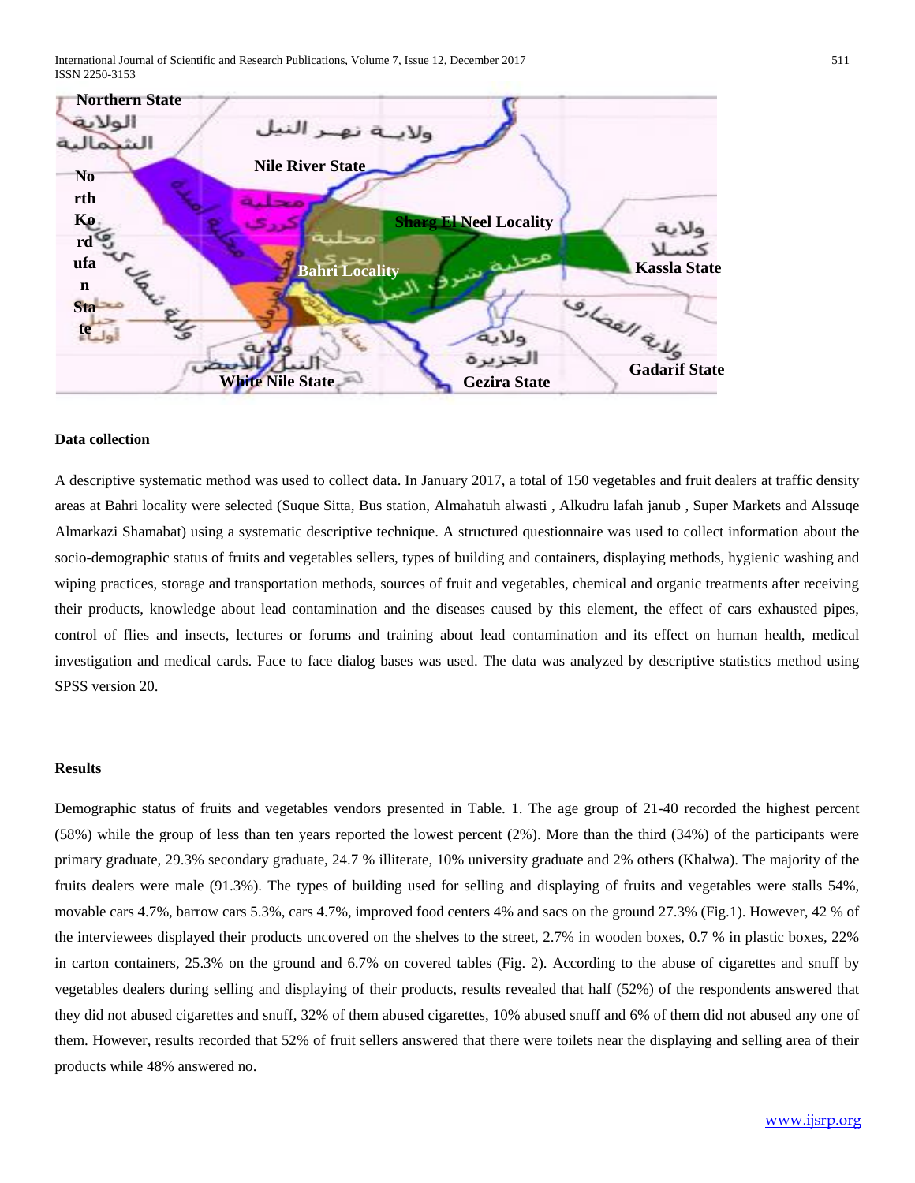## Data collection

A descriptive systematic method was used to collect data. In January 2017, a total of 150 vegetables and fruit dealers at traffic density areas at Bahri locality were selected (Suque Sitta, Bus station, Almahatuh alwasti , Alkudru lafah janub , Super Markets and Alssuqe Almarkazi Shamabat) using a systematic descriptive technique. A structured questionnaire was used to collect information about the socio-demographic status of fruits and vegetables sellers, types of building and containers, displaying methods, hygienic washing and wiping practices, storage and transportation methods, sources of fruit and vegetables, chemical and organic treatments after receiving their products, knowledge about lead contamination and the diseases caused by this element, the effect of cars exhausted pipes, control of flies and insects, lectures or forums and training about lead contamination and its effect on human health, medical investigation and medical cards. Face to face dialog bases was used. The data was analyzed by descriptive statistics method using SPSS version 20.

## Results

Demographic status of fruits and vegetables vendors presented in Table. 1. The age group of 21-40 recorded the highest percent (58%) while the group of less than ten years reported the lowest percent (2%). More than the third (34%) of the participants were primary graduate, 29.3% secondary graduate, 24.7 % illiterate, 10% university graduate and 2% others (Khalwa). The majority of the fruits dealers were male (91.3%). The types of building used for selling and displaying of fruits and vegetables were stalls 54%, movable cars 4.7%, barrow cars 5.3%, cars 4.7%, improved food centers 4% and sacs on the ground 27.3% (Fig.1). However, 42 % of the interviewees displayed their products uncovered on the shelves to the street, 2.7% in wooden boxes, 0.7 % in plastic boxes, 22% in carton containers, 25.3% on the ground and 6.7% on covered tables (Fig. 2). According to the abuse of cigarettes and snuff by vegetables dealers during selling and displaying of their products, results revealed that half (52%) of the respondents answered that they did not abused cigarettes and snuff, 32% of them abused cigarettes, 10% abused snuff and 6% of them did not abused any one of them. However, results recorded that 52% of fruit sellers answered that there were toilets near the displaying and selling area of their products while 48% answered no.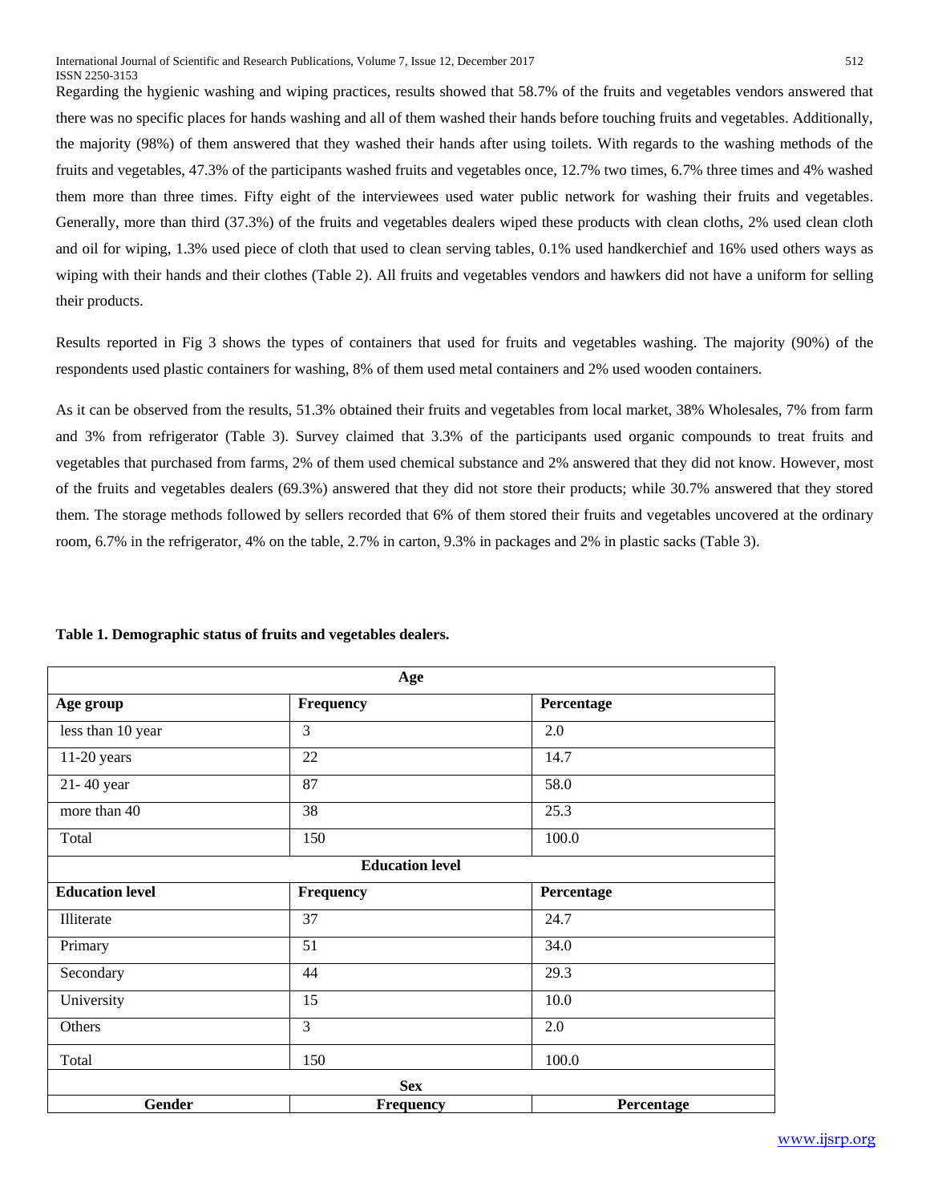Regarding the hygienic washing and wiping practices, results showed that 58.7% of the fruits and vegetables vendors answered that there was no specific places for hands washing and all of them washed their hands before touching fruits and vegetables. Additionally, the majority (98%) of them answered that they washed their hands after using toilets. With regards to the washing methods of the fruits and vegetables, 47.3% of the participants washed fruits and vegetables once, 12.7% two times, 6.7% three times and 4% washed them more than three times. Fifty eight of the interviewees used water public network for washing their fruits and vegetables. Generally, more than third (37.3%) of the fruits and vegetables dealers wiped these products with clean cloths, 2% used clean cloth and oil for wiping, 1.3% used piece of cloth that used to clean serving tables, 0.1% used handkerchief and 16% used others ways as wiping with their hands and their clothes (Table 2). All fruits and vegetables vendors and hawkers did not have a uniform for selling their products.

Results reported in Fig 3 shows the types of containers that used for fruits and vegetables washing. The majority (90%) of the respondents used plastic containers for washing, 8% of them used metal containers and 2% used wooden containers.

As it can be observed from the results, 51.3% obtained their fruits and vegetables from local market, 38% Wholesales, 7% from farm and 3% from refrigerator (Table 3). Survey claimed that 3.3% of the participants used organic compounds to treat fruits and vegetables that purchased from farms, 2% of them used chemical substance and 2% answered that they did not know. However, most of the fruits and vegetables dealers (69.3%) answered that they did not store their products; while 30.7% answered that they stored them. The storage methods followed by sellers recorded that 6% of them stored their fruits and vegetables uncovered at the ordinary room, 6.7% in the refrigerator, 4% on the table, 2.7% in carton, 9.3% in packages and 2% in plastic sacks (Table 3).

**Table 1. Demographic status of fruits and vegetables dealers.**

| Age | | |
|---|---|---|
| **Age group** | **Frequency** | **Percentage** |
| less than 10 year | 3 | 2.0 |
| 11-20 years | 22 | 14.7 |
| 21- 40 year | 87 | 58.0 |
| more than 40 | 38 | 25.3 |
| Total | 150 | 100.0 |
| **Education level** | | |
| **Education level** | **Frequency** | **Percentage** |
| Illiterate | 37 | 24.7 |
| Primary | 51 | 34.0 |
| Secondary | 44 | 29.3 |
| University | 15 | 10.0 |
| Others | 3 | 2.0 |
| Total | 150 | 100.0 |
| **Sex** | | |
| **Gender** | **Frequency** | **Percentage** |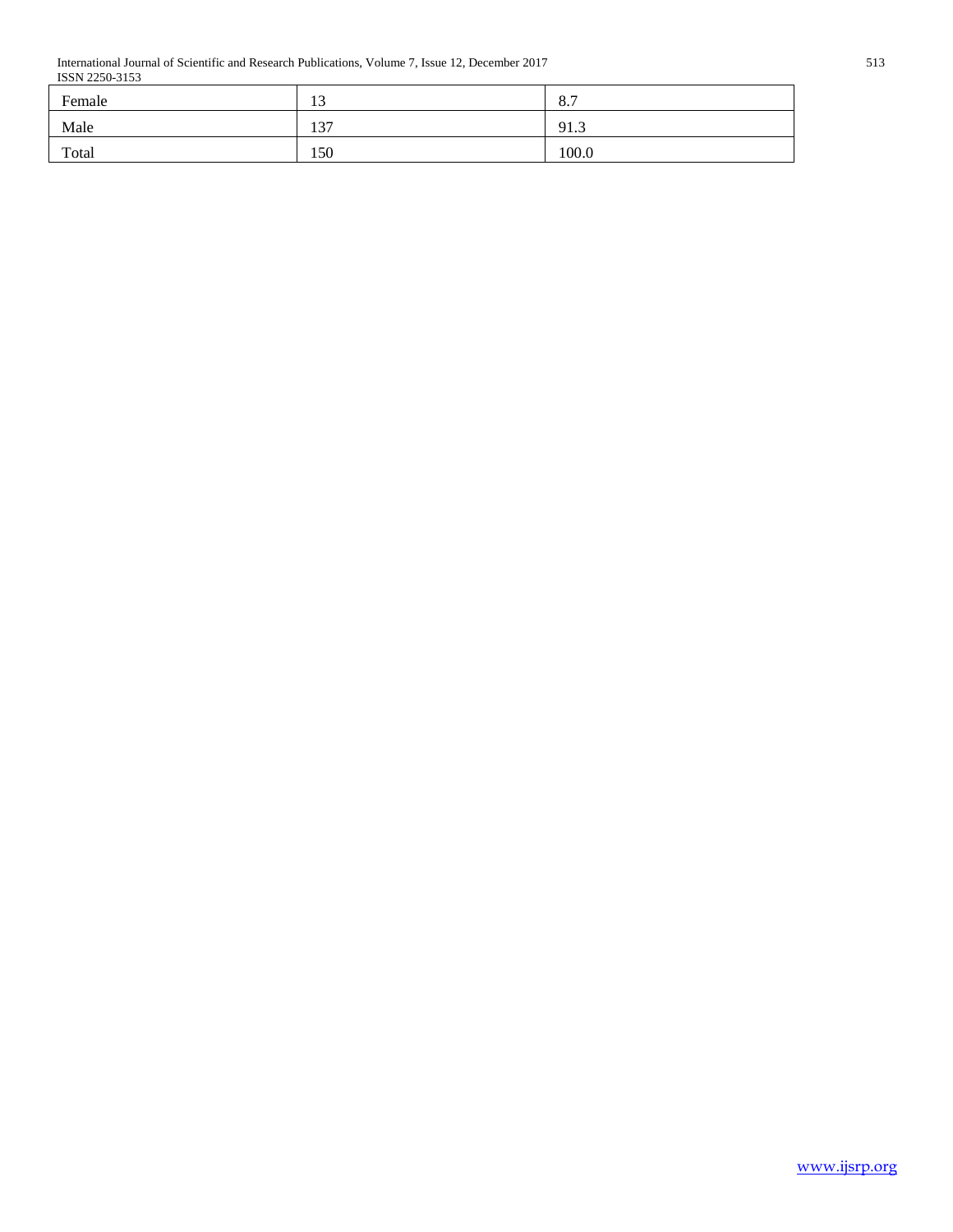| | | |
|---|---|---|
| Female | 13 | 8.7 |
| Male | 137 | 91.3 |
| Total | 150 | 100.0 |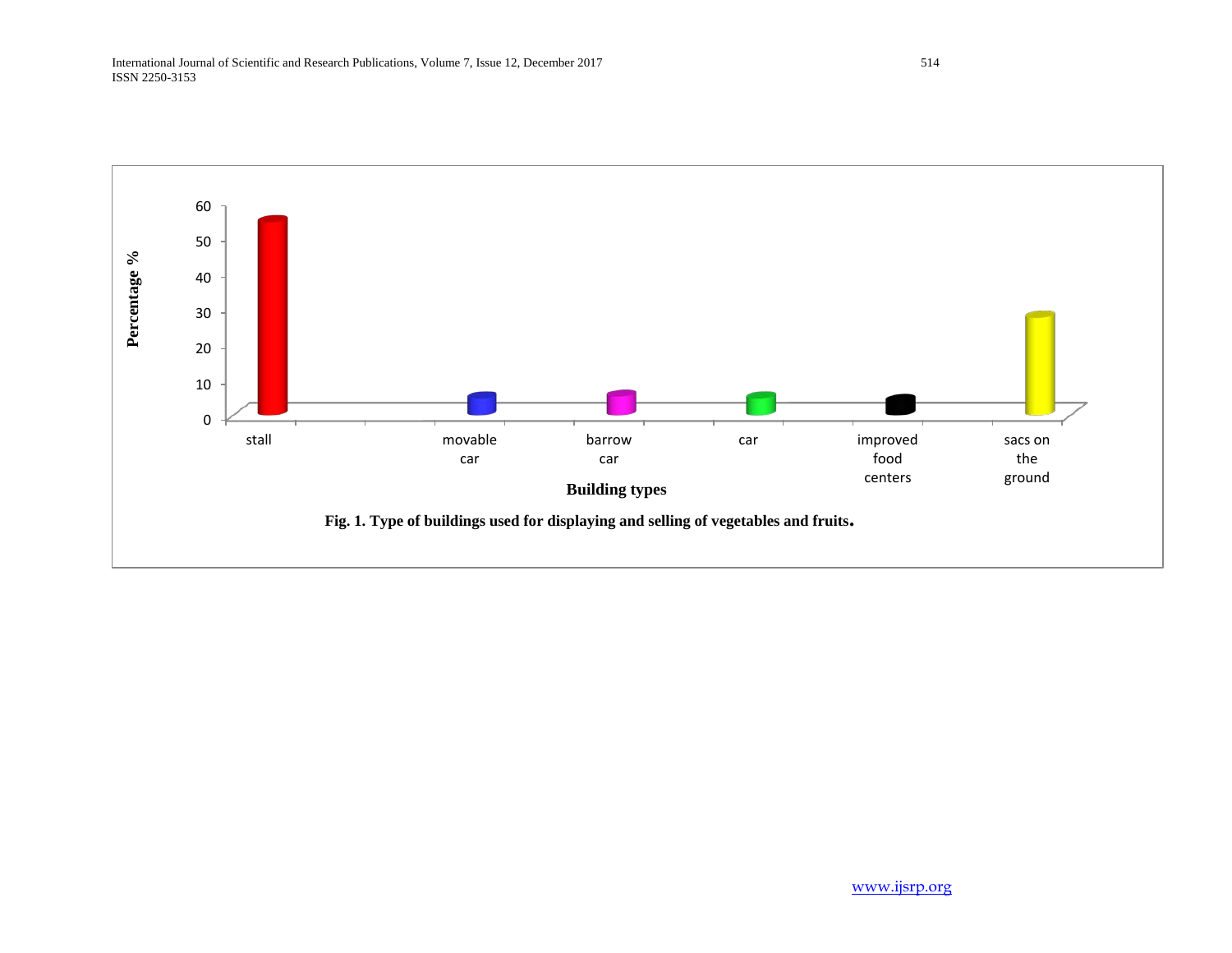Fig. 1. Type of buildings used for displaying and selling of vegetables and fruits.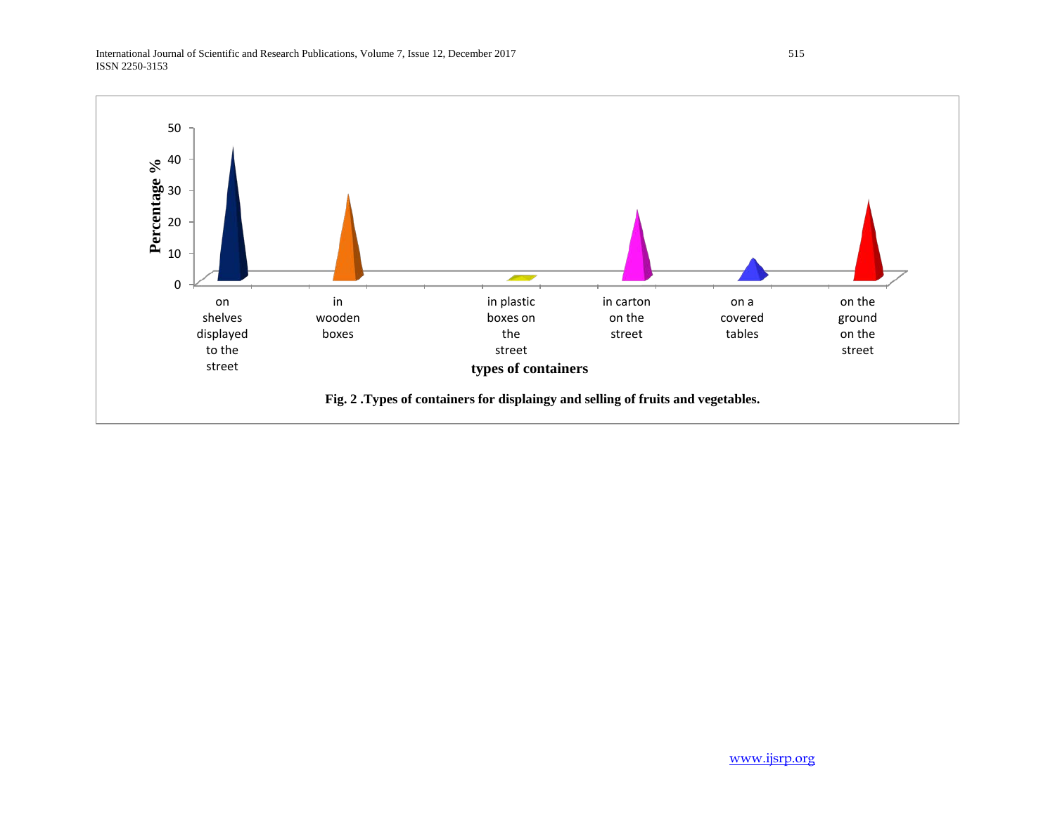**Fig. 2 .Types of containers for displaingy and selling of fruits and vegetables.**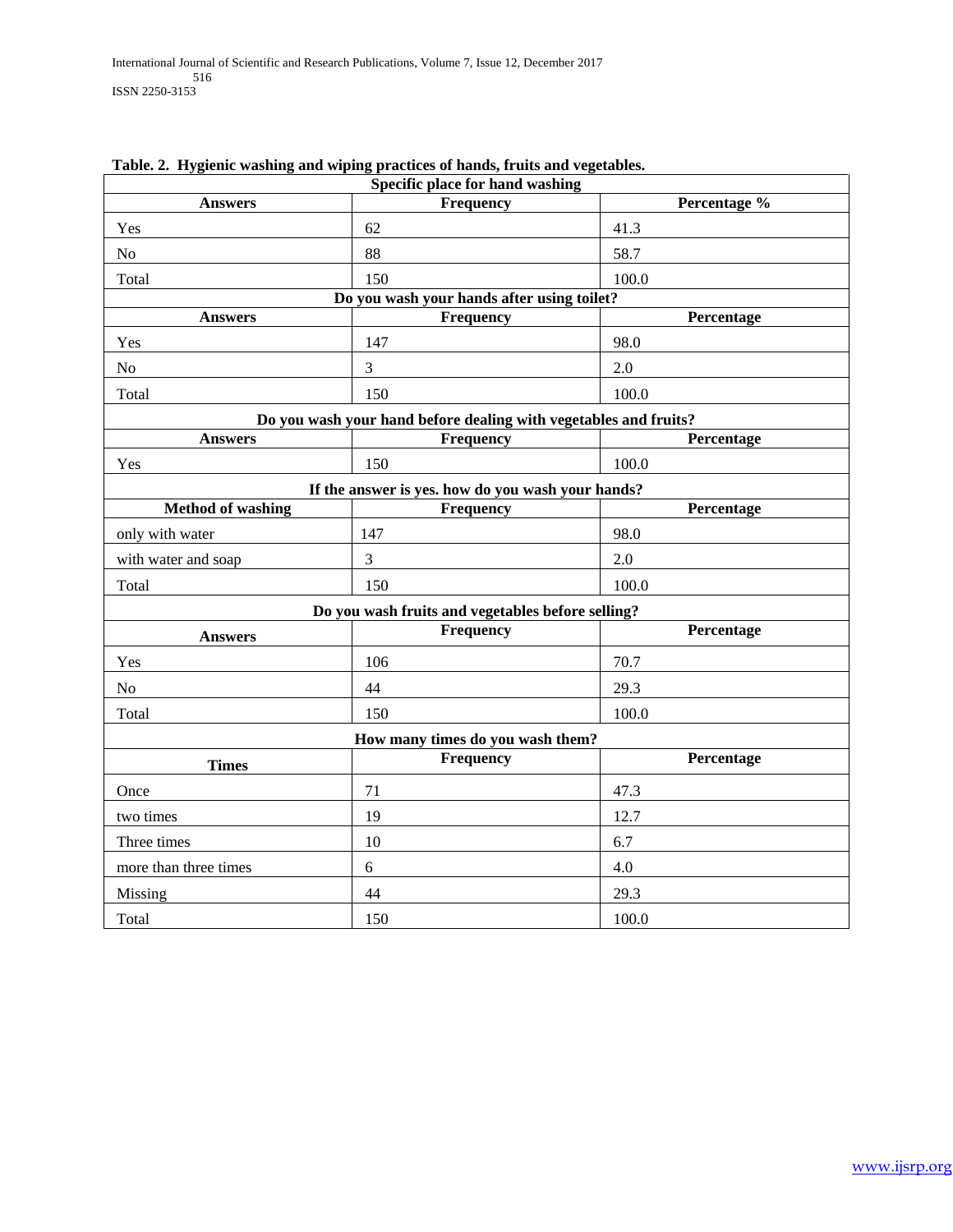**Table. 2. Hygienic washing and wiping practices of hands, fruits and vegetables.**

| **Specific place for hand washing** | | |
|---|---|---|
| **Answers** | **Frequency** | **Percentage %** |
| Yes | 62 | 41.3 |
| No | 88 | 58.7 |
| Total | 150 | 100.0 |
| **Do you wash your hands after using toilet?** | | |
| **Answers** | **Frequency** | **Percentage** |
| Yes | 147 | 98.0 |
| No | 3 | 2.0 |
| Total | 150 | 100.0 |
| **Do you wash your hand before dealing with vegetables and fruits?** | | |
| **Answers** | **Frequency** | **Percentage** |
| Yes | 150 | 100.0 |
| **If the answer is yes. how do you wash your hands?** | | |
| **Method of washing** | **Frequency** | **Percentage** |
| only with water | 147 | 98.0 |
| with water and soap | 3 | 2.0 |
| Total | 150 | 100.0 |
| **Do you wash fruits and vegetables before selling?** | | |
| **Answers** | **Frequency** | **Percentage** |
| Yes | 106 | 70.7 |
| No | 44 | 29.3 |
| Total | 150 | 100.0 |
| **How many times do you wash them?** | | |
| **Times** | **Frequency** | **Percentage** |
| Once | 71 | 47.3 |
| two times | 19 | 12.7 |
| Three times | 10 | 6.7 |
| more than three times | 6 | 4.0 |
| Missing | 44 | 29.3 |
| Total | 150 | 100.0 |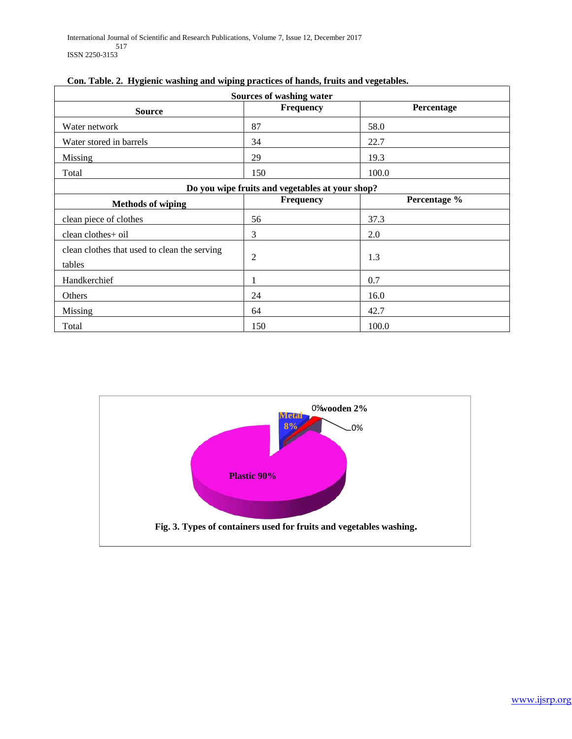**Con. Table. 2. Hygienic washing and wiping practices of hands, fruits and vegetables.**

| Sources of washing water | | |
|---|---|---|
| **Source** | **Frequency** | **Percentage** |
| Water network | 87 | 58.0 |
| Water stored in barrels | 34 | 22.7 |
| Missing | 29 | 19.3 |
| Total | 150 | 100.0 |
| **Do you wipe fruits and vegetables at your shop?** | | |
| **Methods of wiping** | **Frequency** | **Percentage %** |
| clean piece of clothes | 56 | 37.3 |
| clean clothes+ oil | 3 | 2.0 |
| clean clothes that used to clean the serving tables | 2 | 1.3 |
| Handkerchief | 1 | 0.7 |
| Others | 24 | 16.0 |
| Missing | 64 | 42.7 |
| Total | 150 | 100.0 |

Metal 8%, 0%, wooden 2%, 0%, Plastic 90%

**Fig. 3. Types of containers used for fruits and vegetables washing.**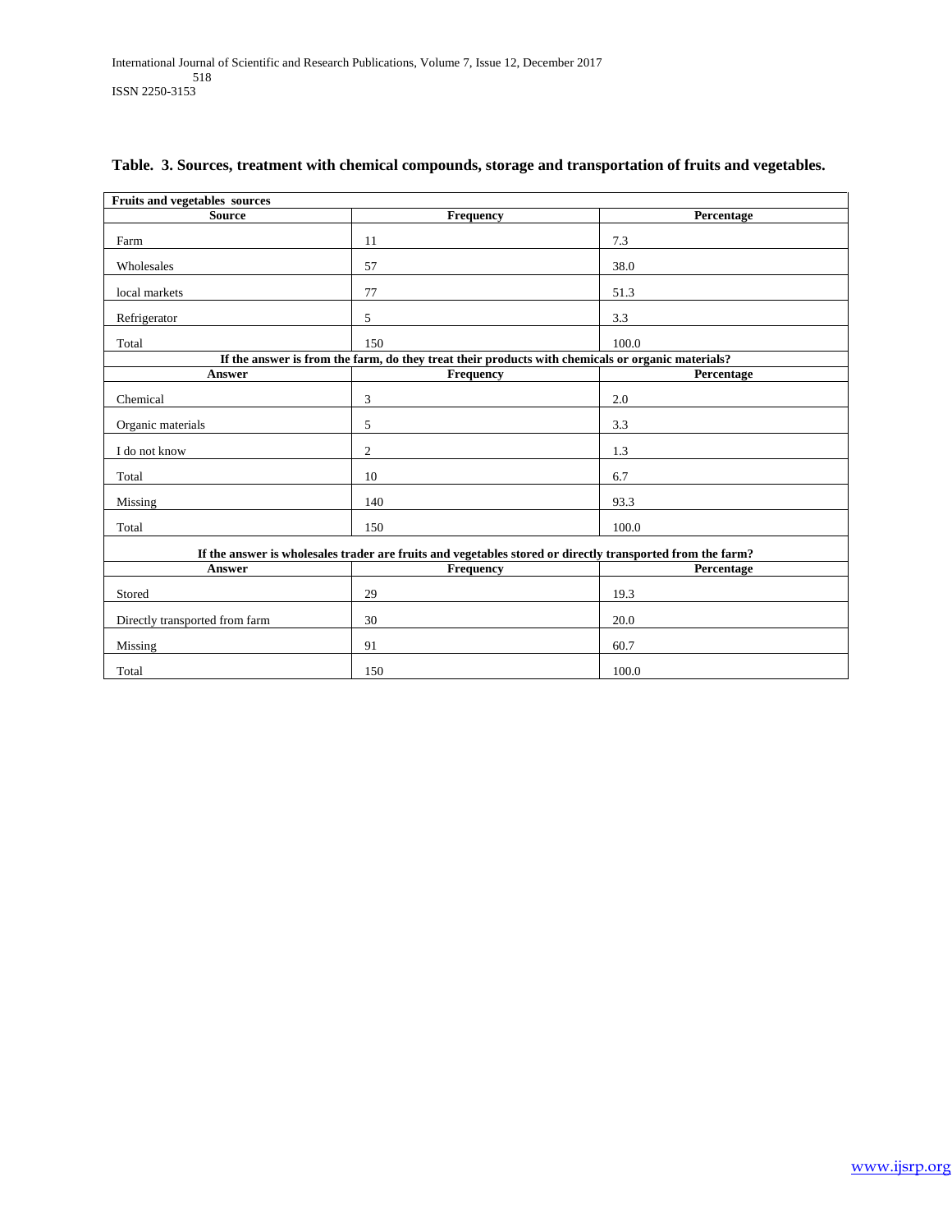**Table. 3. Sources, treatment with chemical compounds, storage and transportation of fruits and vegetables.**

| **Fruits and vegetables sources** | | |
|---|---|---|
| **Source** | **Frequency** | **Percentage** |
| Farm | 11 | 7.3 |
| Wholesales | 57 | 38.0 |
| local markets | 77 | 51.3 |
| Refrigerator | 5 | 3.3 |
| Total | 150 | 100.0 |
| **If the answer is from the farm, do they treat their products with chemicals or organic materials?** | | |
| **Answer** | **Frequency** | **Percentage** |
| Chemical | 3 | 2.0 |
| Organic materials | 5 | 3.3 |
| I do not know | 2 | 1.3 |
| Total | 10 | 6.7 |
| Missing | 140 | 93.3 |
| Total | 150 | 100.0 |
| **If the answer is wholesales trader are fruits and vegetables stored or directly transported from the farm?** | | |
| **Answer** | **Frequency** | **Percentage** |
| Stored | 29 | 19.3 |
| Directly transported from farm | 30 | 20.0 |
| Missing | 91 | 60.7 |
| Total | 150 | 100.0 |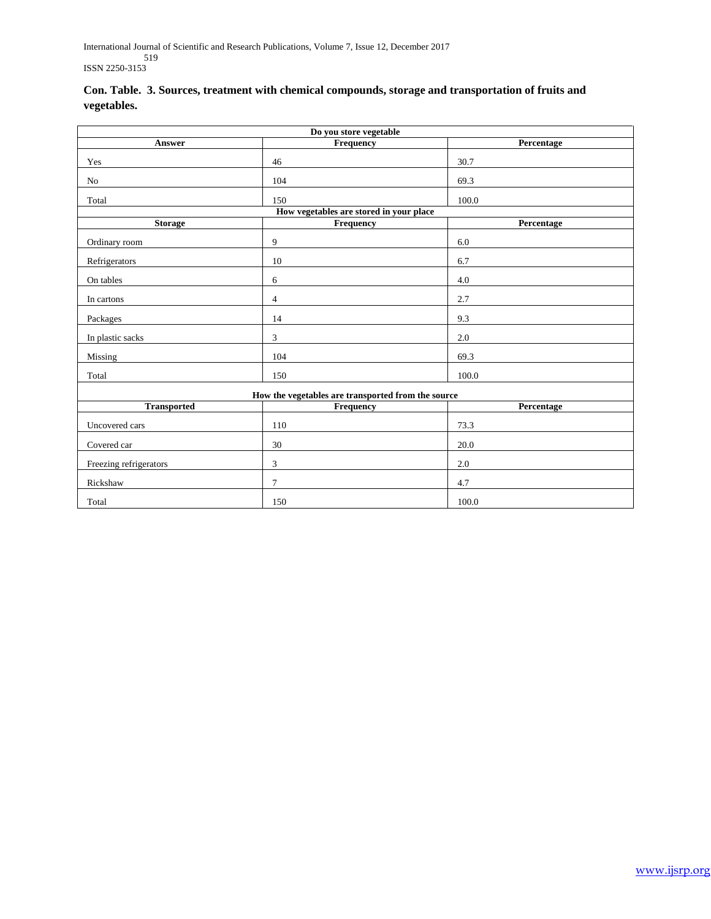**Con. Table. 3. Sources, treatment with chemical compounds, storage and transportation of fruits and vegetables.**

| Do you store vegetable | | |
|---|---|---|
| **Answer** | **Frequency** | **Percentage** |
| Yes | 46 | 30.7 |
| No | 104 | 69.3 |
| Total | 150 | 100.0 |
| **How vegetables are stored in your place** | | |
| **Storage** | **Frequency** | **Percentage** |
| Ordinary room | 9 | 6.0 |
| Refrigerators | 10 | 6.7 |
| On tables | 6 | 4.0 |
| In cartons | 4 | 2.7 |
| Packages | 14 | 9.3 |
| In plastic sacks | 3 | 2.0 |
| Missing | 104 | 69.3 |
| Total | 150 | 100.0 |
| **How the vegetables are transported from the source** | | |
| **Transported** | **Frequency** | **Percentage** |
| Uncovered cars | 110 | 73.3 |
| Covered car | 30 | 20.0 |
| Freezing refrigerators | 3 | 2.0 |
| Rickshaw | 7 | 4.7 |
| Total | 150 | 100.0 |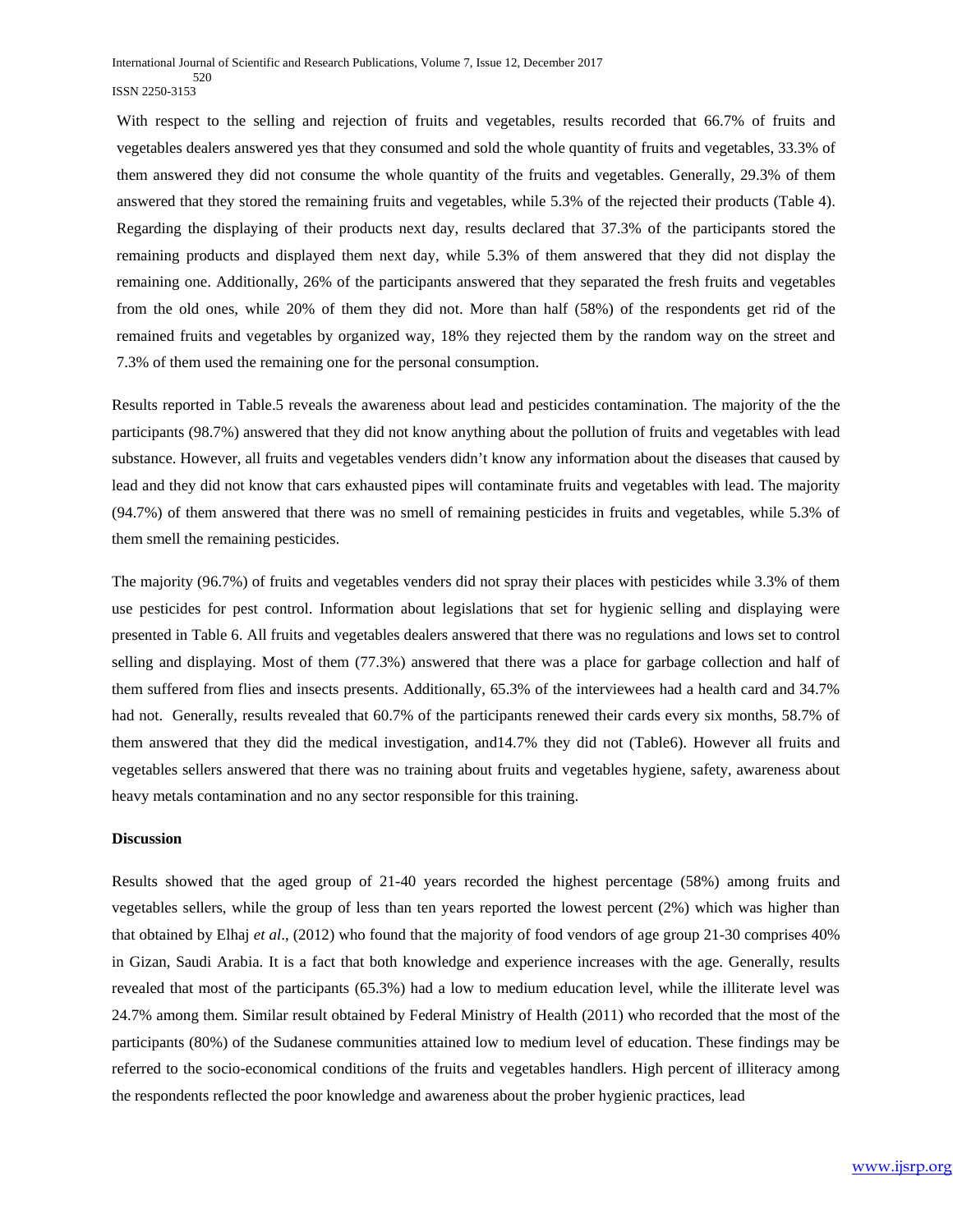With respect to the selling and rejection of fruits and vegetables, results recorded that 66.7% of fruits and vegetables dealers answered yes that they consumed and sold the whole quantity of fruits and vegetables, 33.3% of them answered they did not consume the whole quantity of the fruits and vegetables. Generally, 29.3% of them answered that they stored the remaining fruits and vegetables, while 5.3% of the rejected their products (Table 4). Regarding the displaying of their products next day, results declared that 37.3% of the participants stored the remaining products and displayed them next day, while 5.3% of them answered that they did not display the remaining one. Additionally, 26% of the participants answered that they separated the fresh fruits and vegetables from the old ones, while 20% of them they did not. More than half (58%) of the respondents get rid of the remained fruits and vegetables by organized way, 18% they rejected them by the random way on the street and 7.3% of them used the remaining one for the personal consumption.

Results reported in Table.5 reveals the awareness about lead and pesticides contamination. The majority of the the participants (98.7%) answered that they did not know anything about the pollution of fruits and vegetables with lead substance. However, all fruits and vegetables venders didn't know any information about the diseases that caused by lead and they did not know that cars exhausted pipes will contaminate fruits and vegetables with lead. The majority (94.7%) of them answered that there was no smell of remaining pesticides in fruits and vegetables, while 5.3% of them smell the remaining pesticides.

The majority (96.7%) of fruits and vegetables venders did not spray their places with pesticides while 3.3% of them use pesticides for pest control. Information about legislations that set for hygienic selling and displaying were presented in Table 6. All fruits and vegetables dealers answered that there was no regulations and lows set to control selling and displaying. Most of them (77.3%) answered that there was a place for garbage collection and half of them suffered from flies and insects presents. Additionally, 65.3% of the interviewees had a health card and 34.7% had not. Generally, results revealed that 60.7% of the participants renewed their cards every six months, 58.7% of them answered that they did the medical investigation, and14.7% they did not (Table6). However all fruits and vegetables sellers answered that there was no training about fruits and vegetables hygiene, safety, awareness about heavy metals contamination and no any sector responsible for this training.

**Discussion**

Results showed that the aged group of 21-40 years recorded the highest percentage (58%) among fruits and vegetables sellers, while the group of less than ten years reported the lowest percent (2%) which was higher than that obtained by Elhaj *et al*., (2012) who found that the majority of food vendors of age group 21-30 comprises 40% in Gizan, Saudi Arabia. It is a fact that both knowledge and experience increases with the age. Generally, results revealed that most of the participants (65.3%) had a low to medium education level, while the illiterate level was 24.7% among them. Similar result obtained by Federal Ministry of Health (2011) who recorded that the most of the participants (80%) of the Sudanese communities attained low to medium level of education. These findings may be referred to the socio-economical conditions of the fruits and vegetables handlers. High percent of illiteracy among the respondents reflected the poor knowledge and awareness about the prober hygienic practices, lead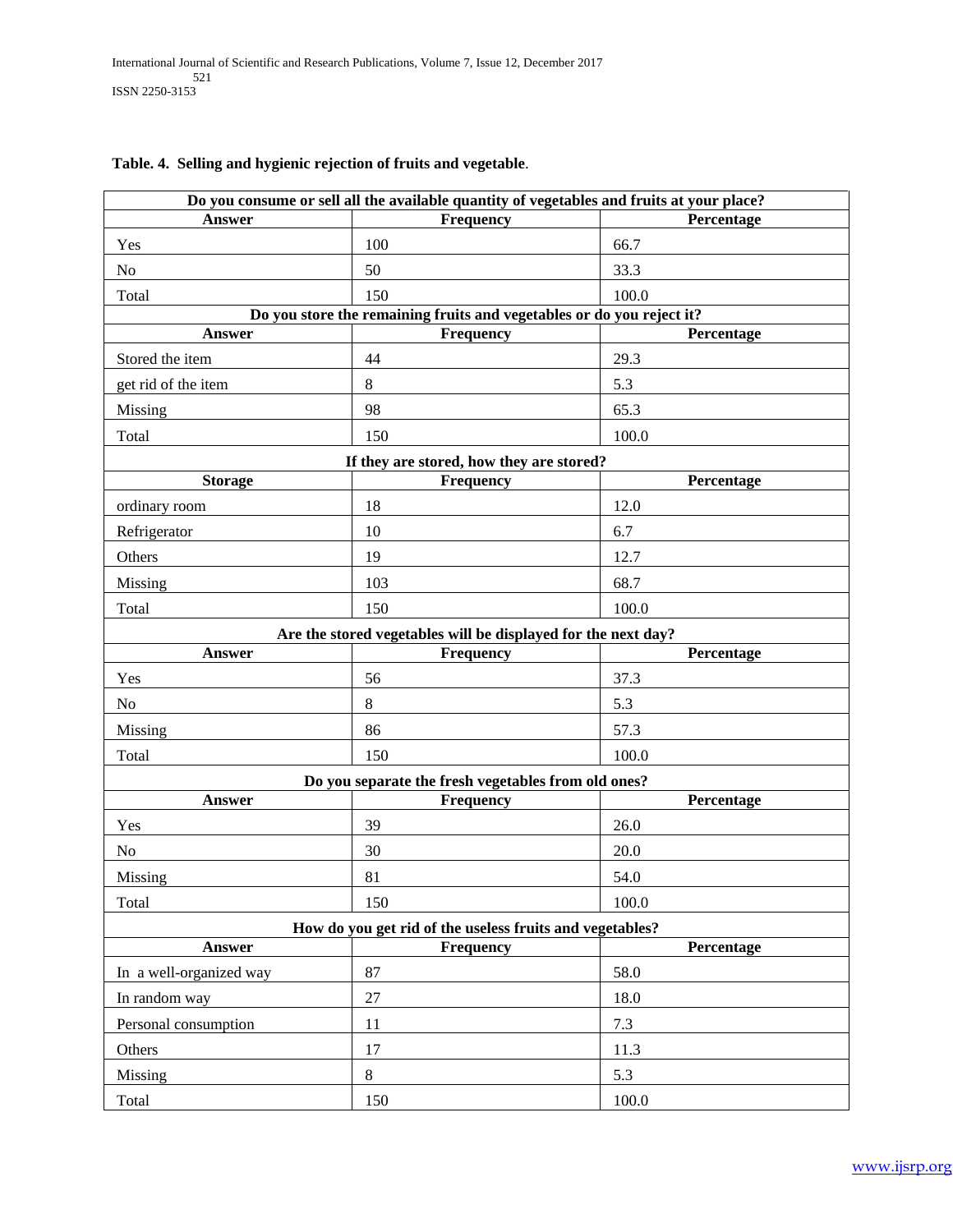**Table. 4. Selling and hygienic rejection of fruits and vegetable**.

| Do you consume or sell all the available quantity of vegetables and fruits at your place? | | |
|---|---|---|
| **Answer** | **Frequency** | **Percentage** |
| Yes | 100 | 66.7 |
| No | 50 | 33.3 |
| Total | 150 | 100.0 |
| **Do you store the remaining fruits and vegetables or do you reject it?** | | |
| **Answer** | **Frequency** | **Percentage** |
| Stored the item | 44 | 29.3 |
| get rid of the item | 8 | 5.3 |
| Missing | 98 | 65.3 |
| Total | 150 | 100.0 |
| **If they are stored, how they are stored?** | | |
| **Storage** | **Frequency** | **Percentage** |
| ordinary room | 18 | 12.0 |
| Refrigerator | 10 | 6.7 |
| Others | 19 | 12.7 |
| Missing | 103 | 68.7 |
| Total | 150 | 100.0 |
| **Are the stored vegetables will be displayed for the next day?** | | |
| **Answer** | **Frequency** | **Percentage** |
| Yes | 56 | 37.3 |
| No | 8 | 5.3 |
| Missing | 86 | 57.3 |
| Total | 150 | 100.0 |
| **Do you separate the fresh vegetables from old ones?** | | |
| **Answer** | **Frequency** | **Percentage** |
| Yes | 39 | 26.0 |
| No | 30 | 20.0 |
| Missing | 81 | 54.0 |
| Total | 150 | 100.0 |
| **How do you get rid of the useless fruits and vegetables?** | | |
| **Answer** | **Frequency** | **Percentage** |
| In a well-organized way | 87 | 58.0 |
| In random way | 27 | 18.0 |
| Personal consumption | 11 | 7.3 |
| Others | 17 | 11.3 |
| Missing | 8 | 5.3 |
| Total | 150 | 100.0 |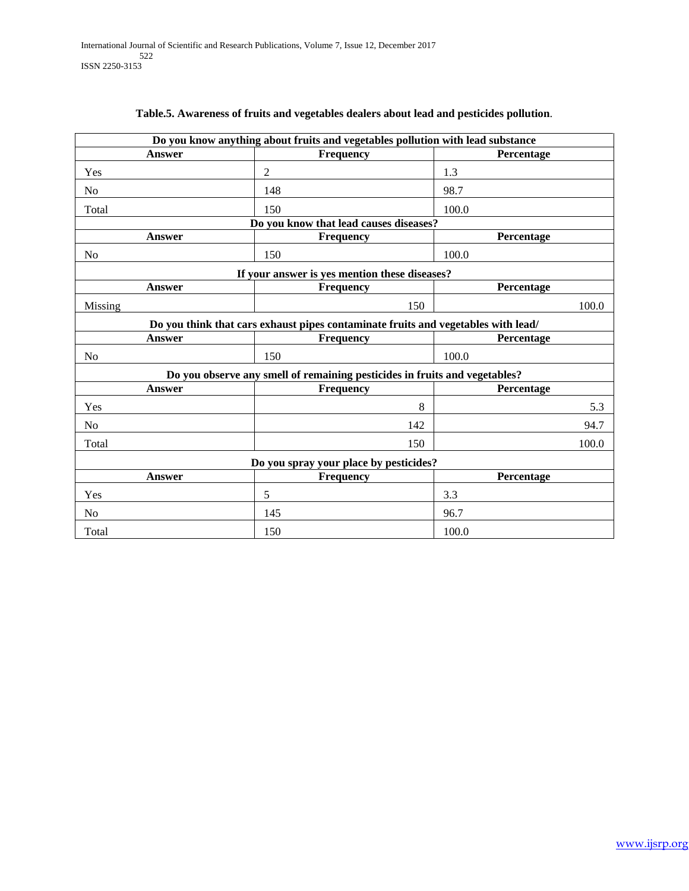**Table.5. Awareness of fruits and vegetables dealers about lead and pesticides pollution**.

| Do you know anything about fruits and vegetables pollution with lead substance | | |
|---|---|---|
| **Answer** | **Frequency** | **Percentage** |
| Yes | 2 | 1.3 |
| No | 148 | 98.7 |
| Total | 150 | 100.0 |
| **Do you know that lead causes diseases?** | | |
| **Answer** | **Frequency** | **Percentage** |
| No | 150 | 100.0 |
| **If your answer is yes mention these diseases?** | | |
| **Answer** | **Frequency** | **Percentage** |
| Missing | 150 | 100.0 |
| **Do you think that cars exhaust pipes contaminate fruits and vegetables with lead/** | | |
| **Answer** | **Frequency** | **Percentage** |
| No | 150 | 100.0 |
| **Do you observe any smell of remaining pesticides in fruits and vegetables?** | | |
| **Answer** | **Frequency** | **Percentage** |
| Yes | 8 | 5.3 |
| No | 142 | 94.7 |
| Total | 150 | 100.0 |
| **Do you spray your place by pesticides?** | | |
| **Answer** | **Frequency** | **Percentage** |
| Yes | 5 | 3.3 |
| No | 145 | 96.7 |
| Total | 150 | 100.0 |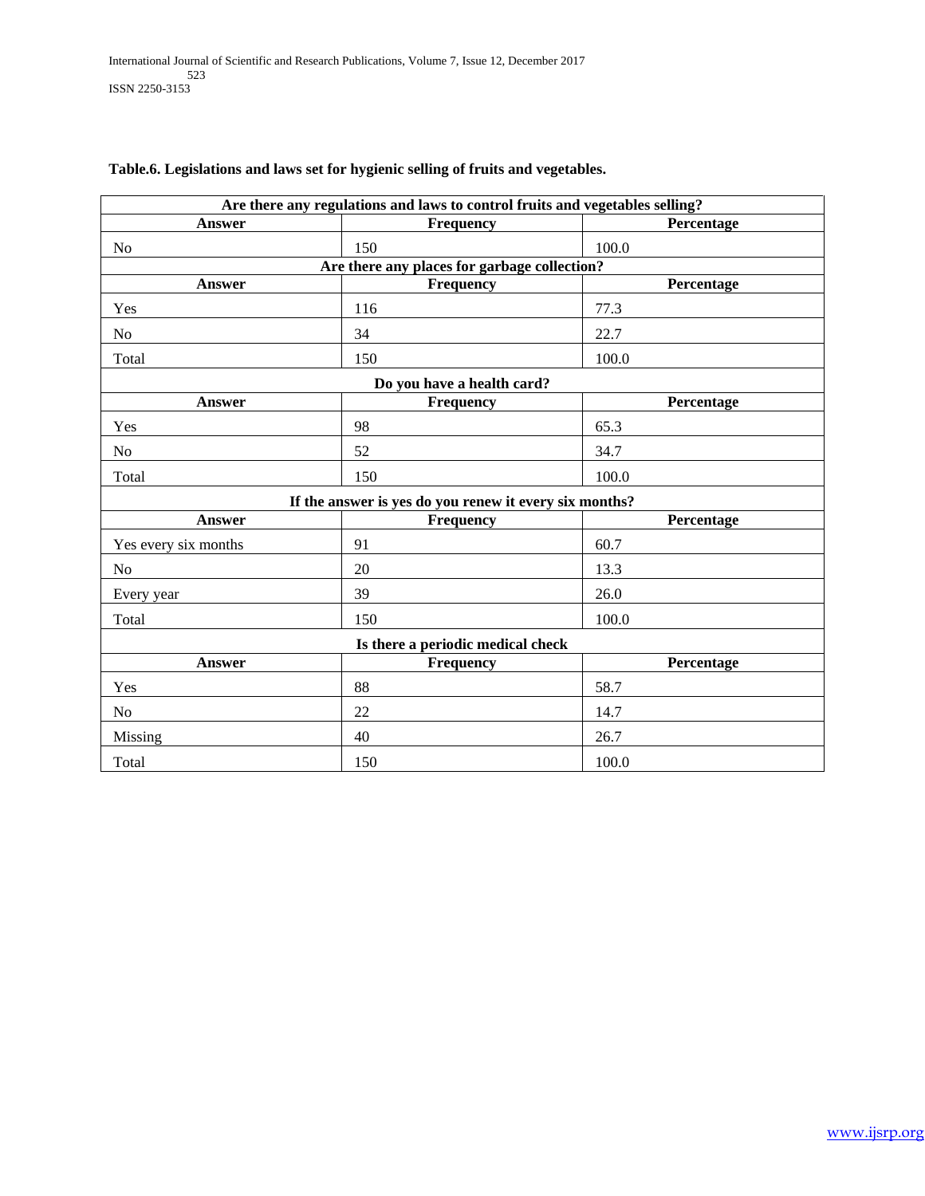**Table.6. Legislations and laws set for hygienic selling of fruits and vegetables.**

| Are there any regulations and laws to control fruits and vegetables selling? | | |
|---|---|---|
| **Answer** | **Frequency** | **Percentage** |
| No | 150 | 100.0 |
| **Are there any places for garbage collection?** | | |
| **Answer** | **Frequency** | **Percentage** |
| Yes | 116 | 77.3 |
| No | 34 | 22.7 |
| Total | 150 | 100.0 |
| **Do you have a health card?** | | |
| **Answer** | **Frequency** | **Percentage** |
| Yes | 98 | 65.3 |
| No | 52 | 34.7 |
| Total | 150 | 100.0 |
| **If the answer is yes do you renew it every six months?** | | |
| **Answer** | **Frequency** | **Percentage** |
| Yes every six months | 91 | 60.7 |
| No | 20 | 13.3 |
| Every year | 39 | 26.0 |
| Total | 150 | 100.0 |
| **Is there a periodic medical check** | | |
| **Answer** | **Frequency** | **Percentage** |
| Yes | 88 | 58.7 |
| No | 22 | 14.7 |
| Missing | 40 | 26.7 |
| Total | 150 | 100.0 |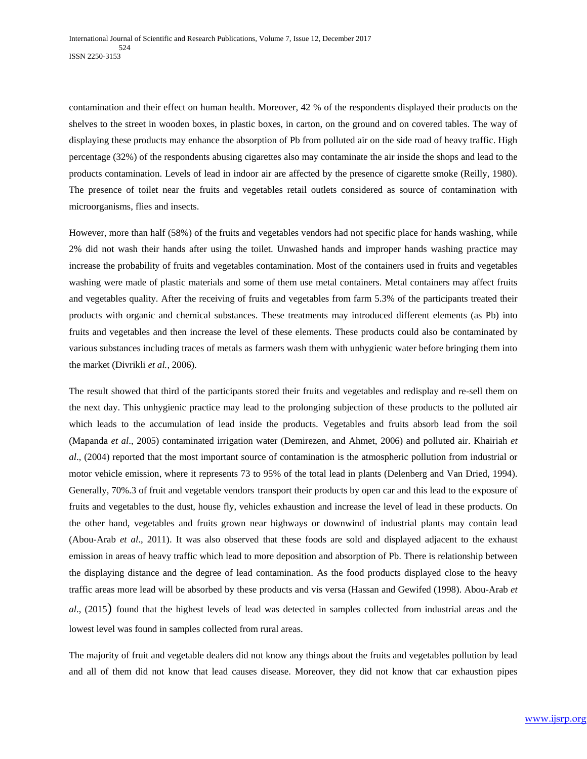contamination and their effect on human health. Moreover, 42 % of the respondents displayed their products on the shelves to the street in wooden boxes, in plastic boxes, in carton, on the ground and on covered tables. The way of displaying these products may enhance the absorption of Pb from polluted air on the side road of heavy traffic. High percentage (32%) of the respondents abusing cigarettes also may contaminate the air inside the shops and lead to the products contamination. Levels of lead in indoor air are affected by the presence of cigarette smoke (Reilly, 1980). The presence of toilet near the fruits and vegetables retail outlets considered as source of contamination with microorganisms, flies and insects.

However, more than half (58%) of the fruits and vegetables vendors had not specific place for hands washing, while 2% did not wash their hands after using the toilet. Unwashed hands and improper hands washing practice may increase the probability of fruits and vegetables contamination. Most of the containers used in fruits and vegetables washing were made of plastic materials and some of them use metal containers. Metal containers may affect fruits and vegetables quality. After the receiving of fruits and vegetables from farm 5.3% of the participants treated their products with organic and chemical substances. These treatments may introduced different elements (as Pb) into fruits and vegetables and then increase the level of these elements. These products could also be contaminated by various substances including traces of metals as farmers wash them with unhygienic water before bringing them into the market (Divrikli *et al.*, 2006).

The result showed that third of the participants stored their fruits and vegetables and redisplay and re-sell them on the next day. This unhygienic practice may lead to the prolonging subjection of these products to the polluted air which leads to the accumulation of lead inside the products. Vegetables and fruits absorb lead from the soil (Mapanda *et al*., 2005) contaminated irrigation water (Demirezen, and Ahmet, 2006) and polluted air. Khairiah *et al*., (2004) reported that the most important source of contamination is the atmospheric pollution from industrial or motor vehicle emission, where it represents 73 to 95% of the total lead in plants (Delenberg and Van Dried, 1994). Generally, 70%.3 of fruit and vegetable vendors transport their products by open car and this lead to the exposure of fruits and vegetables to the dust, house fly, vehicles exhaustion and increase the level of lead in these products. On the other hand, vegetables and fruits grown near highways or downwind of industrial plants may contain lead (Abou-Arab *et al*., 2011). It was also observed that these foods are sold and displayed adjacent to the exhaust emission in areas of heavy traffic which lead to more deposition and absorption of Pb. There is relationship between the displaying distance and the degree of lead contamination. As the food products displayed close to the heavy traffic areas more lead will be absorbed by these products and vis versa (Hassan and Gewifed (1998). Abou-Arab *et al*., (2015) found that the highest levels of lead was detected in samples collected from industrial areas and the lowest level was found in samples collected from rural areas.

The majority of fruit and vegetable dealers did not know any things about the fruits and vegetables pollution by lead and all of them did not know that lead causes disease. Moreover, they did not know that car exhaustion pipes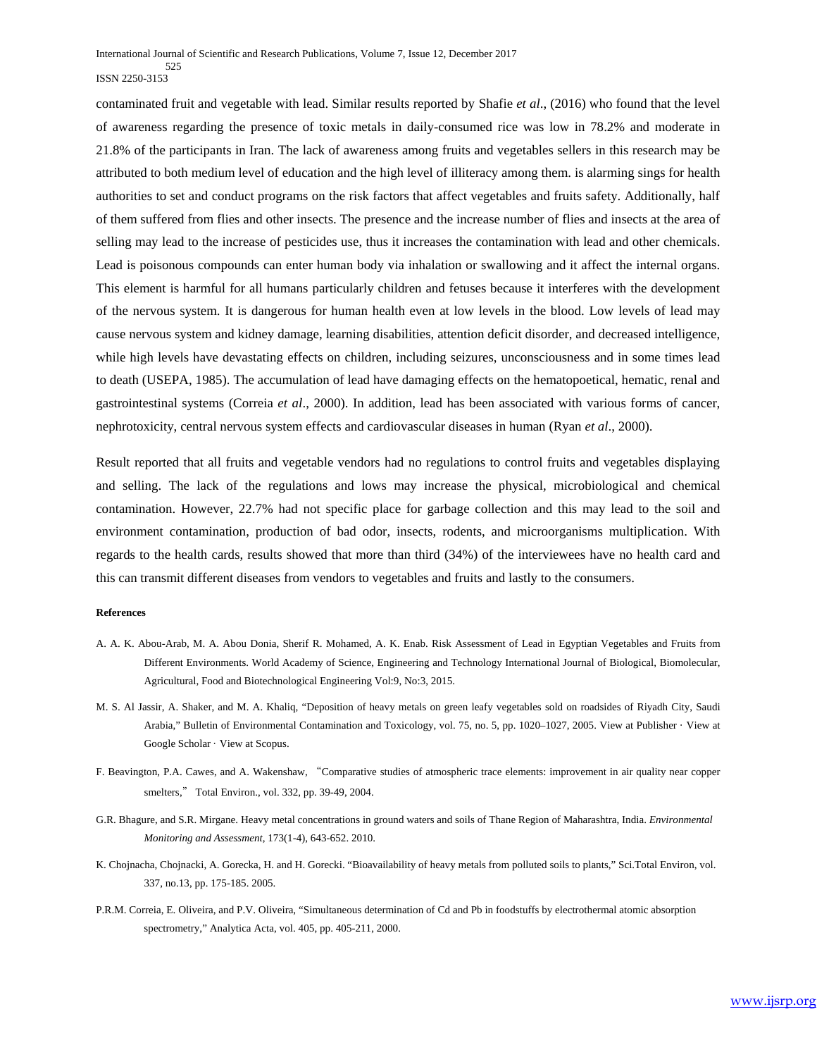contaminated fruit and vegetable with lead. Similar results reported by Shafie *et al*., (2016) who found that the level of awareness regarding the presence of toxic metals in daily-consumed rice was low in 78.2% and moderate in 21.8% of the participants in Iran. The lack of awareness among fruits and vegetables sellers in this research may be attributed to both medium level of education and the high level of illiteracy among them. is alarming sings for health authorities to set and conduct programs on the risk factors that affect vegetables and fruits safety. Additionally, half of them suffered from flies and other insects. The presence and the increase number of flies and insects at the area of selling may lead to the increase of pesticides use, thus it increases the contamination with lead and other chemicals. Lead is poisonous compounds can enter human body via inhalation or swallowing and it affect the internal organs. This element is harmful for all humans particularly children and fetuses because it interferes with the development of the nervous system. It is dangerous for human health even at low levels in the blood. Low levels of lead may cause nervous system and kidney damage, learning disabilities, attention deficit disorder, and decreased intelligence, while high levels have devastating effects on children, including seizures, unconsciousness and in some times lead to death (USEPA, 1985). The accumulation of lead have damaging effects on the hematopoetical, hematic, renal and gastrointestinal systems (Correia *et al*., 2000). In addition, lead has been associated with various forms of cancer, nephrotoxicity, central nervous system effects and cardiovascular diseases in human (Ryan *et al*., 2000).

Result reported that all fruits and vegetable vendors had no regulations to control fruits and vegetables displaying and selling. The lack of the regulations and lows may increase the physical, microbiological and chemical contamination. However, 22.7% had not specific place for garbage collection and this may lead to the soil and environment contamination, production of bad odor, insects, rodents, and microorganisms multiplication. With regards to the health cards, results showed that more than third (34%) of the interviewees have no health card and this can transmit different diseases from vendors to vegetables and fruits and lastly to the consumers.

**References**

A. A. K. Abou-Arab, M. A. Abou Donia, Sherif R. Mohamed, A. K. Enab. Risk Assessment of Lead in Egyptian Vegetables and Fruits from Different Environments. World Academy of Science, Engineering and Technology International Journal of Biological, Biomolecular, Agricultural, Food and Biotechnological Engineering Vol:9, No:3, 2015.

M. S. Al Jassir, A. Shaker, and M. A. Khaliq, "Deposition of heavy metals on green leafy vegetables sold on roadsides of Riyadh City, Saudi Arabia," Bulletin of Environmental Contamination and Toxicology, vol. 75, no. 5, pp. 1020–1027, 2005. View at Publisher · View at Google Scholar · View at Scopus.

F. Beavington, P.A. Cawes, and A. Wakenshaw, "Comparative studies of atmospheric trace elements: improvement in air quality near copper smelters," Total Environ., vol. 332, pp. 39-49, 2004.

G.R. Bhagure, and S.R. Mirgane. Heavy metal concentrations in ground waters and soils of Thane Region of Maharashtra, India. *Environmental Monitoring and Assessment*, 173(1-4), 643-652. 2010.

K. Chojnacha, Chojnacki, A. Gorecka, H. and H. Gorecki. "Bioavailability of heavy metals from polluted soils to plants," Sci.Total Environ, vol. 337, no.13, pp. 175-185. 2005.

P.R.M. Correia, E. Oliveira, and P.V. Oliveira, "Simultaneous determination of Cd and Pb in foodstuffs by electrothermal atomic absorption spectrometry," Analytica Acta, vol. 405, pp. 405-211, 2000.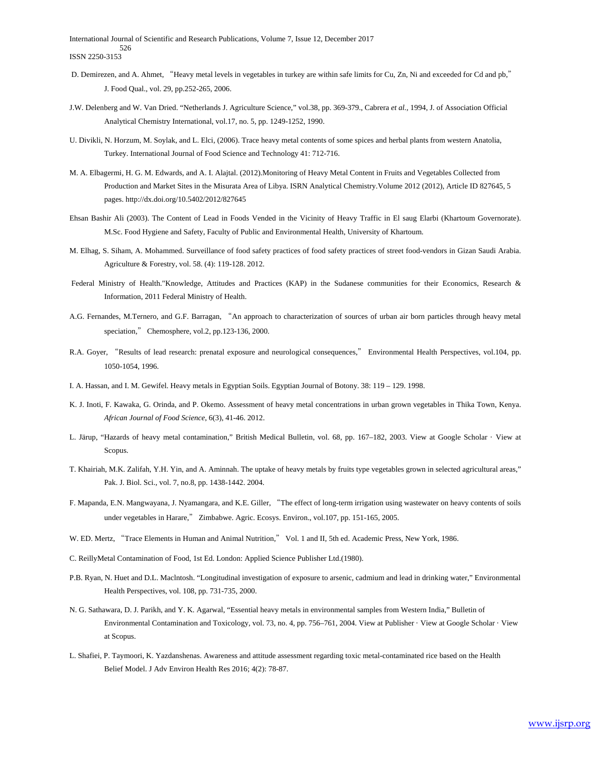D. Demirezen, and A. Ahmet, "Heavy metal levels in vegetables in turkey are within safe limits for Cu, Zn, Ni and exceeded for Cd and pb," J. Food Qual., vol. 29, pp.252-265, 2006.

J.W. Delenberg and W. Van Dried. "Netherlands J. Agriculture Science," vol.38, pp. 369-379., Cabrera *et al.*, 1994, J. of Association Official Analytical Chemistry International, vol.17, no. 5, pp. 1249-1252, 1990.

U. Divikli, N. Horzum, M. Soylak, and L. Elci, (2006). Trace heavy metal contents of some spices and herbal plants from western Anatolia, Turkey. International Journal of Food Science and Technology 41: 712-716.

M. A. Elbagermi, H. G. M. Edwards, and A. I. Alajtal. (2012).Monitoring of Heavy Metal Content in Fruits and Vegetables Collected from Production and Market Sites in the Misurata Area of Libya. ISRN Analytical Chemistry.Volume 2012 (2012), Article ID 827645, 5 pages. http://dx.doi.org/10.5402/2012/827645

Ehsan Bashir Ali (2003). The Content of Lead in Foods Vended in the Vicinity of Heavy Traffic in El saug Elarbi (Khartoum Governorate). M.Sc. Food Hygiene and Safety, Faculty of Public and Environmental Health, University of Khartoum.

M. Elhag, S. Siham, A. Mohammed. Surveillance of food safety practices of food safety practices of street food-vendors in Gizan Saudi Arabia. Agriculture & Forestry, vol. 58. (4): 119-128. 2012.

Federal Ministry of Health."Knowledge, Attitudes and Practices (KAP) in the Sudanese communities for their Economics, Research & Information, 2011 Federal Ministry of Health.

A.G. Fernandes, M.Ternero, and G.F. Barragan, "An approach to characterization of sources of urban air born particles through heavy metal speciation," Chemosphere, vol.2, pp.123-136, 2000.

R.A. Goyer, "Results of lead research: prenatal exposure and neurological consequences," Environmental Health Perspectives, vol.104, pp. 1050-1054, 1996.

I. A. Hassan, and I. M. Gewifel. Heavy metals in Egyptian Soils. Egyptian Journal of Botony. 38: 119 – 129. 1998.

K. J. Inoti, F. Kawaka, G. Orinda, and P. Okemo. Assessment of heavy metal concentrations in urban grown vegetables in Thika Town, Kenya. *African Journal of Food Science*, 6(3), 41-46. 2012.

L. Järup, "Hazards of heavy metal contamination," British Medical Bulletin, vol. 68, pp. 167–182, 2003. View at Google Scholar · View at Scopus.

T. Khairiah, M.K. Zalifah, Y.H. Yin, and A. Aminnah. The uptake of heavy metals by fruits type vegetables grown in selected agricultural areas," Pak. J. Biol. Sci., vol. 7, no.8, pp. 1438-1442. 2004.

F. Mapanda, E.N. Mangwayana, J. Nyamangara, and K.E. Giller, "The effect of long-term irrigation using wastewater on heavy contents of soils under vegetables in Harare," Zimbabwe. Agric. Ecosys. Environ., vol.107, pp. 151-165, 2005.

W. ED. Mertz, "Trace Elements in Human and Animal Nutrition," Vol. 1 and II, 5th ed. Academic Press, New York, 1986.

C. ReillyMetal Contamination of Food, 1st Ed. London: Applied Science Publisher Ltd.(1980).

P.B. Ryan, N. Huet and D.L. Maclntosh. "Longitudinal investigation of exposure to arsenic, cadmium and lead in drinking water," Environmental Health Perspectives, vol. 108, pp. 731-735, 2000.

N. G. Sathawara, D. J. Parikh, and Y. K. Agarwal, "Essential heavy metals in environmental samples from Western India," Bulletin of Environmental Contamination and Toxicology, vol. 73, no. 4, pp. 756–761, 2004. View at Publisher · View at Google Scholar · View at Scopus.

L. Shafiei, P. Taymoori, K. Yazdanshenas. Awareness and attitude assessment regarding toxic metal-contaminated rice based on the Health Belief Model. J Adv Environ Health Res 2016; 4(2): 78-87.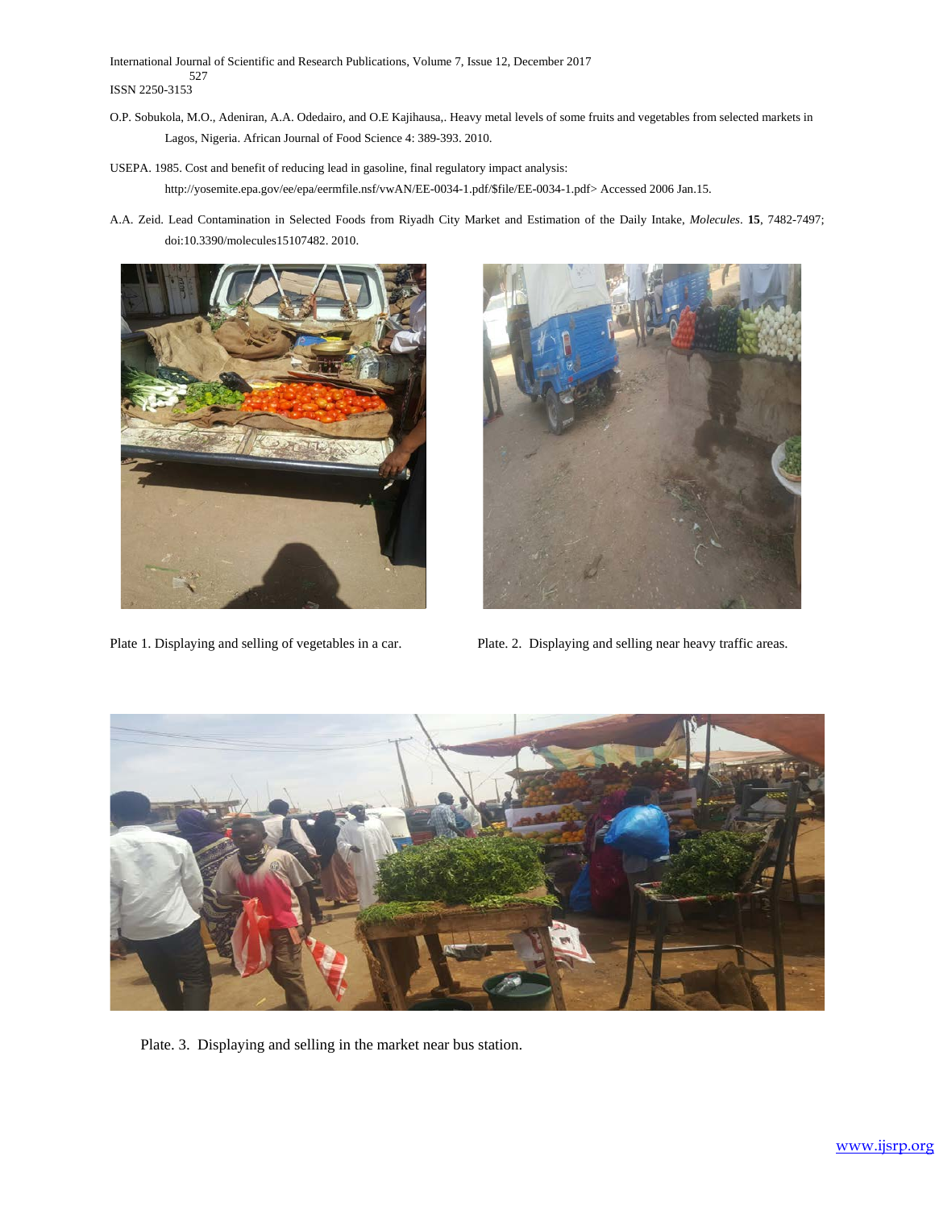O.P. Sobukola, M.O., Adeniran, A.A. Odedairo, and O.E Kajihausa,. Heavy metal levels of some fruits and vegetables from selected markets in Lagos, Nigeria. African Journal of Food Science 4: 389-393. 2010.

USEPA. 1985. Cost and benefit of reducing lead in gasoline, final regulatory impact analysis: http://yosemite.epa.gov/ee/epa/eermfile.nsf/vwAN/EE-0034-1.pdf/$file/EE-0034-1.pdf> Accessed 2006 Jan.15.

A.A. Zeid. Lead Contamination in Selected Foods from Riyadh City Market and Estimation of the Daily Intake, *Molecules*. **15**, 7482-7497; doi:10.3390/molecules15107482. 2010.

Plate 1. Displaying and selling of vegetables in a car.

Plate. 2. Displaying and selling near heavy traffic areas.

Plate. 3. Displaying and selling in the market near bus station.